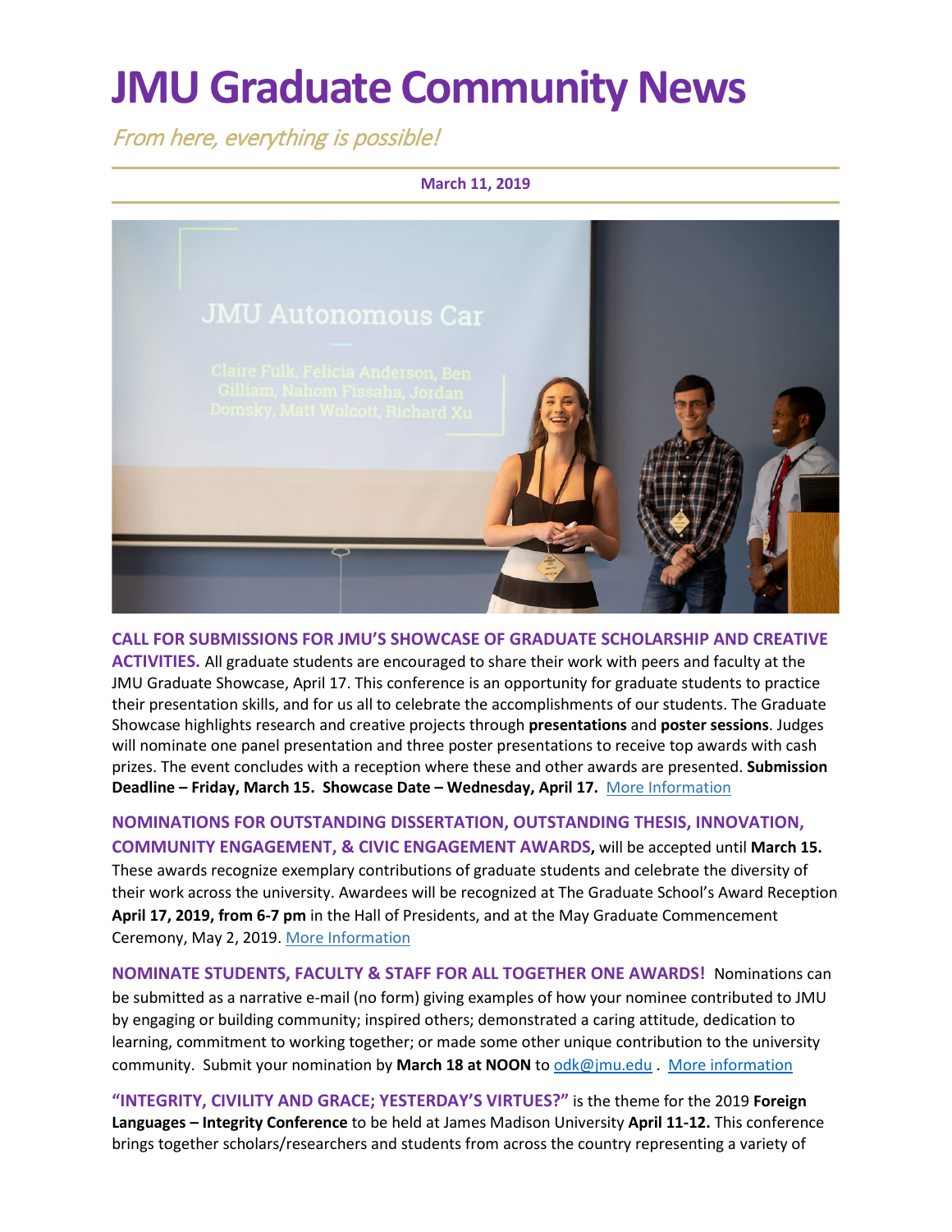# JMU Graduate Community News

*From here, everything is possible!*

**March 11, 2019**

**CALL FOR SUBMISSIONS FOR JMU'S SHOWCASE OF GRADUATE SCHOLARSHIP AND CREATIVE ACTIVITIES.** All graduate students are encouraged to share their work with peers and faculty at the JMU Graduate Showcase, April 17. This conference is an opportunity for graduate students to practice their presentation skills, and for us all to celebrate the accomplishments of our students. The Graduate Showcase highlights research and creative projects through **presentations** and **poster sessions**. Judges will nominate one panel presentation and three poster presentations to receive top awards with cash prizes. The event concludes with a reception where these and other awards are presented. **Submission Deadline – Friday, March 15. Showcase Date – Wednesday, April 17.** More Information

**NOMINATIONS FOR OUTSTANDING DISSERTATION, OUTSTANDING THESIS, INNOVATION, COMMUNITY ENGAGEMENT, & CIVIC ENGAGEMENT AWARDS,** will be accepted until **March 15.** These awards recognize exemplary contributions of graduate students and celebrate the diversity of their work across the university. Awardees will be recognized at The Graduate School's Award Reception **April 17, 2019, from 6-7 pm** in the Hall of Presidents, and at the May Graduate Commencement Ceremony, May 2, 2019. More Information

**NOMINATE STUDENTS, FACULTY & STAFF FOR ALL TOGETHER ONE AWARDS!** Nominations can be submitted as a narrative e-mail (no form) giving examples of how your nominee contributed to JMU by engaging or building community; inspired others; demonstrated a caring attitude, dedication to learning, commitment to working together; or made some other unique contribution to the university community. Submit your nomination by **March 18 at NOON** to odk@jmu.edu . More information

**"INTEGRITY, CIVILITY AND GRACE; YESTERDAY'S VIRTUES?"** is the theme for the 2019 **Foreign Languages – Integrity Conference** to be held at James Madison University **April 11-12.** This conference brings together scholars/researchers and students from across the country representing a variety of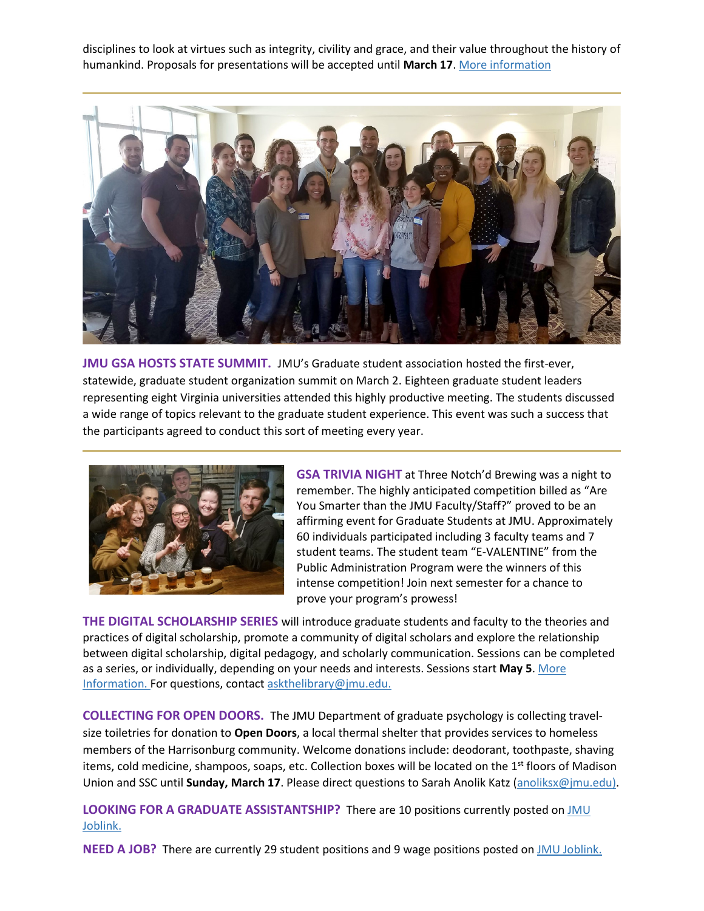disciplines to look at virtues such as integrity, civility and grace, and their value throughout the history of humankind. Proposals for presentations will be accepted until **March 17**. More information

---

**JMU GSA HOSTS STATE SUMMIT.** JMU's Graduate student association hosted the first-ever, statewide, graduate student organization summit on March 2. Eighteen graduate student leaders representing eight Virginia universities attended this highly productive meeting. The students discussed a wide range of topics relevant to the graduate student experience. This event was such a success that the participants agreed to conduct this sort of meeting every year.

---

**GSA TRIVIA NIGHT** at Three Notch'd Brewing was a night to remember. The highly anticipated competition billed as "Are You Smarter than the JMU Faculty/Staff?" proved to be an affirming event for Graduate Students at JMU. Approximately 60 individuals participated including 3 faculty teams and 7 student teams. The student team "E-VALENTINE" from the Public Administration Program were the winners of this intense competition! Join next semester for a chance to prove your program's prowess!

**THE DIGITAL SCHOLARSHIP SERIES** will introduce graduate students and faculty to the theories and practices of digital scholarship, promote a community of digital scholars and explore the relationship between digital scholarship, digital pedagogy, and scholarly communication. Sessions can be completed as a series, or individually, depending on your needs and interests. Sessions start **May 5**. More Information. For questions, contact askthelibrary@jmu.edu.

**COLLECTING FOR OPEN DOORS.** The JMU Department of graduate psychology is collecting travel-size toiletries for donation to **Open Doors**, a local thermal shelter that provides services to homeless members of the Harrisonburg community. Welcome donations include: deodorant, toothpaste, shaving items, cold medicine, shampoos, soaps, etc. Collection boxes will be located on the 1st floors of Madison Union and SSC until **Sunday, March 17**. Please direct questions to Sarah Anolik Katz (anoliksx@jmu.edu).

**LOOKING FOR A GRADUATE ASSISTANTSHIP?** There are 10 positions currently posted on JMU Joblink.

**NEED A JOB?** There are currently 29 student positions and 9 wage positions posted on JMU Joblink.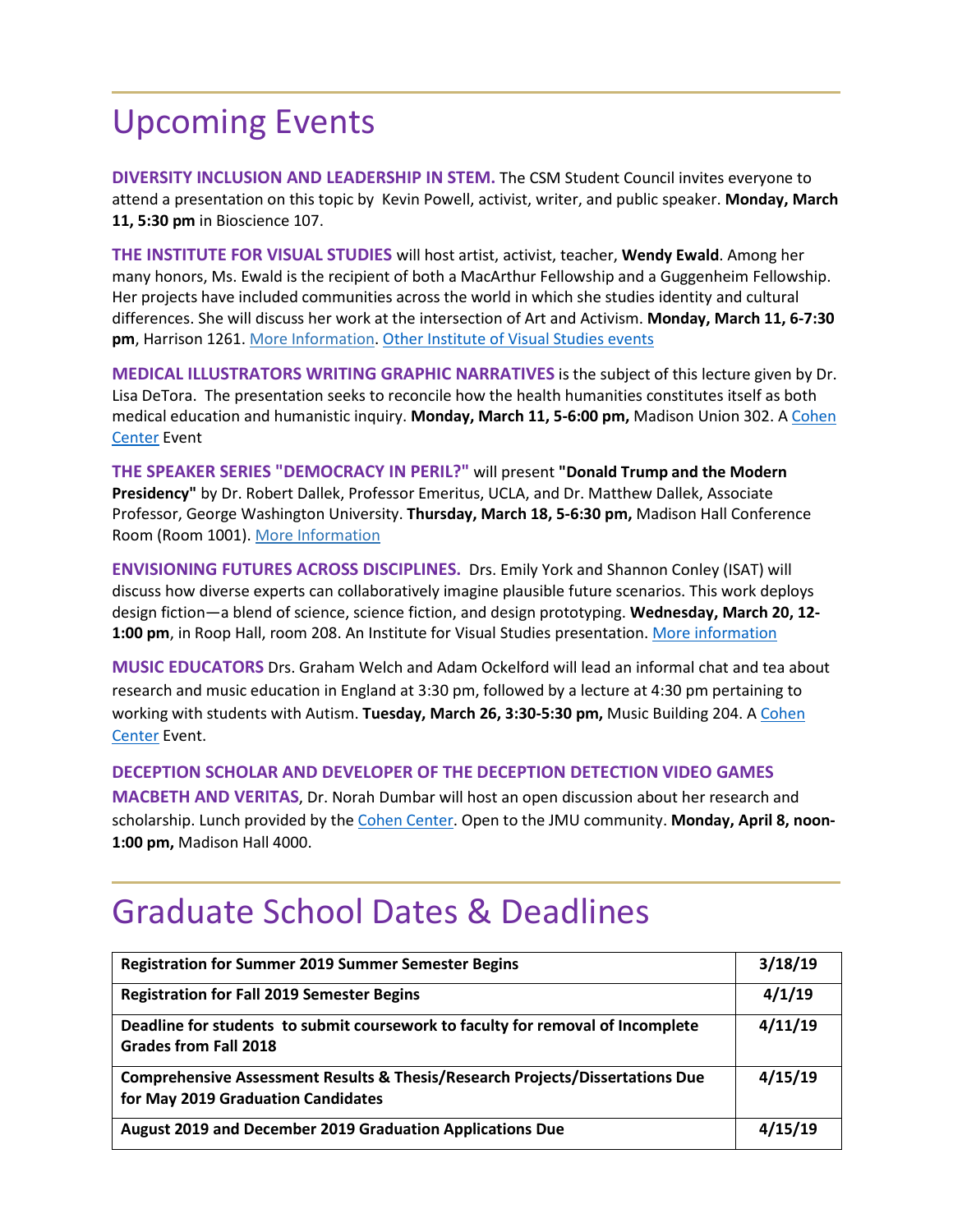# Upcoming Events

**DIVERSITY INCLUSION AND LEADERSHIP IN STEM.** The CSM Student Council invites everyone to attend a presentation on this topic by Kevin Powell, activist, writer, and public speaker. **Monday, March 11, 5:30 pm** in Bioscience 107.

**THE INSTITUTE FOR VISUAL STUDIES** will host artist, activist, teacher, **Wendy Ewald**. Among her many honors, Ms. Ewald is the recipient of both a MacArthur Fellowship and a Guggenheim Fellowship. Her projects have included communities across the world in which she studies identity and cultural differences. She will discuss her work at the intersection of Art and Activism. **Monday, March 11, 6-7:30 pm**, Harrison 1261. More Information. Other Institute of Visual Studies events

**MEDICAL ILLUSTRATORS WRITING GRAPHIC NARRATIVES** is the subject of this lecture given by Dr. Lisa DeTora. The presentation seeks to reconcile how the health humanities constitutes itself as both medical education and humanistic inquiry. **Monday, March 11, 5-6:00 pm,** Madison Union 302. A Cohen Center Event

**THE SPEAKER SERIES "DEMOCRACY IN PERIL?"** will present **"Donald Trump and the Modern Presidency"** by Dr. Robert Dallek, Professor Emeritus, UCLA, and Dr. Matthew Dallek, Associate Professor, George Washington University. **Thursday, March 18, 5-6:30 pm,** Madison Hall Conference Room (Room 1001). More Information

**ENVISIONING FUTURES ACROSS DISCIPLINES.** Drs. Emily York and Shannon Conley (ISAT) will discuss how diverse experts can collaboratively imagine plausible future scenarios. This work deploys design fiction—a blend of science, science fiction, and design prototyping. **Wednesday, March 20, 12-1:00 pm**, in Roop Hall, room 208. An Institute for Visual Studies presentation. More information

**MUSIC EDUCATORS** Drs. Graham Welch and Adam Ockelford will lead an informal chat and tea about research and music education in England at 3:30 pm, followed by a lecture at 4:30 pm pertaining to working with students with Autism. **Tuesday, March 26, 3:30-5:30 pm,** Music Building 204. A Cohen Center Event.

**DECEPTION SCHOLAR AND DEVELOPER OF THE DECEPTION DETECTION VIDEO GAMES MACBETH AND VERITAS**, Dr. Norah Dumbar will host an open discussion about her research and scholarship. Lunch provided by the Cohen Center. Open to the JMU community. **Monday, April 8, noon-1:00 pm,** Madison Hall 4000.

# Graduate School Dates & Deadlines

| | |
|---|---|
| **Registration for Summer 2019 Summer Semester Begins** | **3/18/19** |
| **Registration for Fall 2019 Semester Begins** | **4/1/19** |
| **Deadline for students to submit coursework to faculty for removal of Incomplete Grades from Fall 2018** | **4/11/19** |
| **Comprehensive Assessment Results & Thesis/Research Projects/Dissertations Due for May 2019 Graduation Candidates** | **4/15/19** |
| **August 2019 and December 2019 Graduation Applications Due** | **4/15/19** |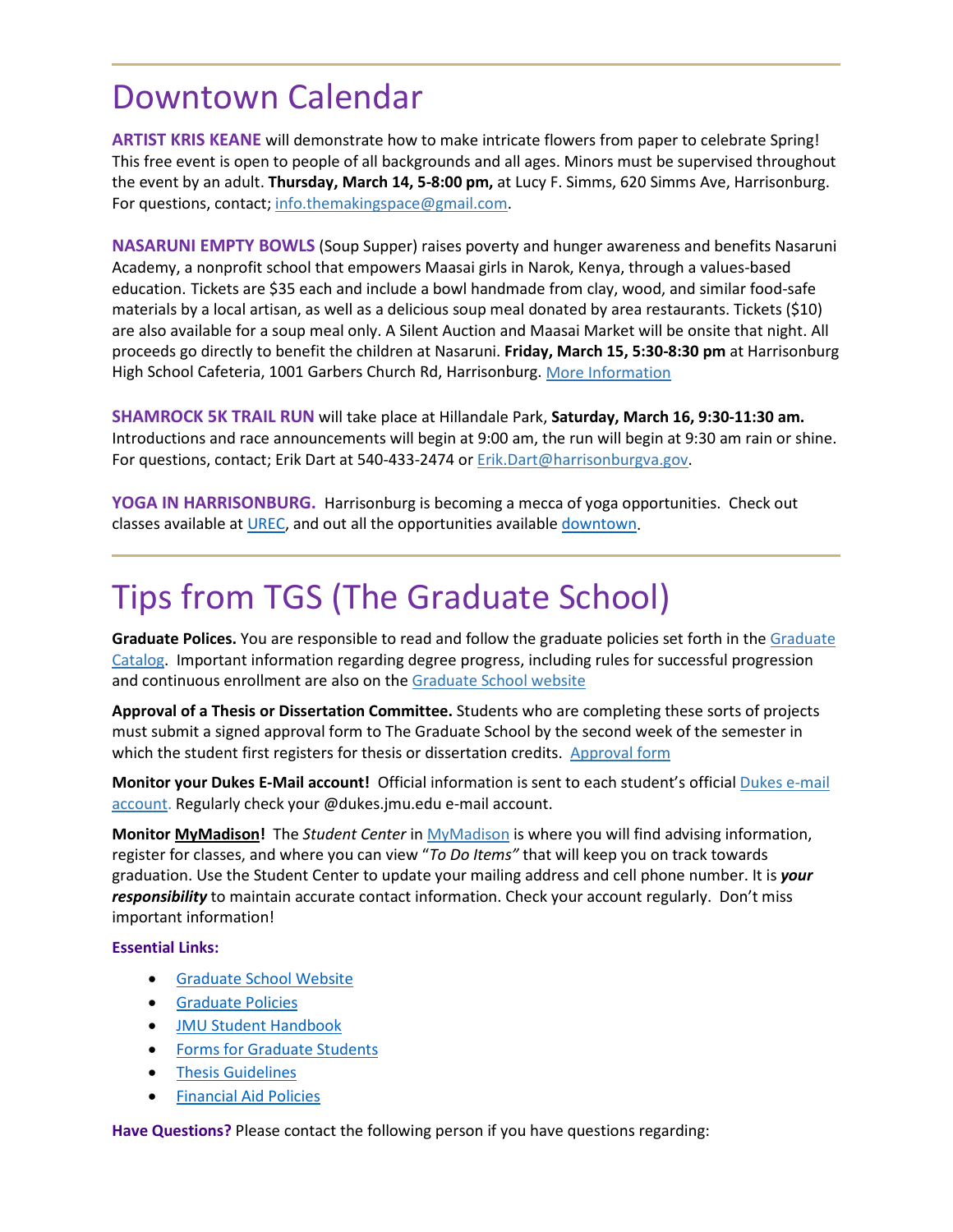# Downtown Calendar

**ARTIST KRIS KEANE** will demonstrate how to make intricate flowers from paper to celebrate Spring! This free event is open to people of all backgrounds and all ages. Minors must be supervised throughout the event by an adult. **Thursday, March 14, 5-8:00 pm,** at Lucy F. Simms, 620 Simms Ave, Harrisonburg. For questions, contact; info.themakingspace@gmail.com.

**NASARUNI EMPTY BOWLS** (Soup Supper) raises poverty and hunger awareness and benefits Nasaruni Academy, a nonprofit school that empowers Maasai girls in Narok, Kenya, through a values-based education. Tickets are $35 each and include a bowl handmade from clay, wood, and similar food-safe materials by a local artisan, as well as a delicious soup meal donated by area restaurants. Tickets ($10) are also available for a soup meal only. A Silent Auction and Maasai Market will be onsite that night. All proceeds go directly to benefit the children at Nasaruni. **Friday, March 15, 5:30-8:30 pm** at Harrisonburg High School Cafeteria, 1001 Garbers Church Rd, Harrisonburg. More Information

**SHAMROCK 5K TRAIL RUN** will take place at Hillandale Park, **Saturday, March 16, 9:30-11:30 am.** Introductions and race announcements will begin at 9:00 am, the run will begin at 9:30 am rain or shine. For questions, contact; Erik Dart at 540-433-2474 or Erik.Dart@harrisonburgva.gov.

**YOGA IN HARRISONBURG.** Harrisonburg is becoming a mecca of yoga opportunities. Check out classes available at UREC, and out all the opportunities available downtown.

# Tips from TGS (The Graduate School)

**Graduate Polices.** You are responsible to read and follow the graduate policies set forth in the Graduate Catalog. Important information regarding degree progress, including rules for successful progression and continuous enrollment are also on the Graduate School website

**Approval of a Thesis or Dissertation Committee.** Students who are completing these sorts of projects must submit a signed approval form to The Graduate School by the second week of the semester in which the student first registers for thesis or dissertation credits. Approval form

**Monitor your Dukes E-Mail account!** Official information is sent to each student's official Dukes e-mail account. Regularly check your @dukes.jmu.edu e-mail account.

**Monitor MyMadison!** The *Student Center* in MyMadison is where you will find advising information, register for classes, and where you can view "*To Do Items"* that will keep you on track towards graduation. Use the Student Center to update your mailing address and cell phone number. It is ***your responsibility*** to maintain accurate contact information. Check your account regularly. Don't miss important information!

**Essential Links:**

- Graduate School Website
- Graduate Policies
- JMU Student Handbook
- Forms for Graduate Students
- Thesis Guidelines
- Financial Aid Policies

**Have Questions?** Please contact the following person if you have questions regarding: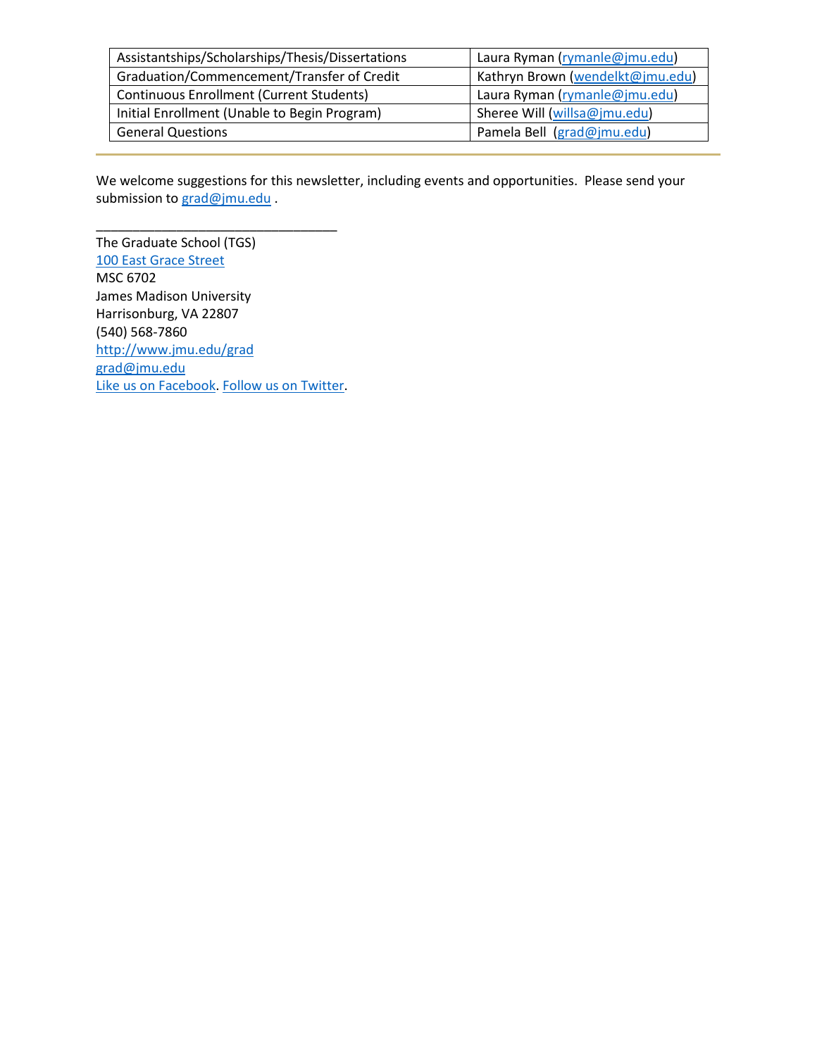| | |
|---|---|
| Assistantships/Scholarships/Thesis/Dissertations | Laura Ryman (rymanle@jmu.edu) |
| Graduation/Commencement/Transfer of Credit | Kathryn Brown (wendelkt@jmu.edu) |
| Continuous Enrollment (Current Students) | Laura Ryman (rymanle@jmu.edu) |
| Initial Enrollment (Unable to Begin Program) | Sheree Will (willsa@jmu.edu) |
| General Questions | Pamela Bell (grad@jmu.edu) |

---

We welcome suggestions for this newsletter, including events and opportunities. Please send your submission to grad@jmu.edu .

_________________________________

The Graduate School (TGS)
100 East Grace Street
MSC 6702
James Madison University
Harrisonburg, VA 22807
(540) 568-7860
http://www.jmu.edu/grad
grad@jmu.edu
Like us on Facebook. Follow us on Twitter.